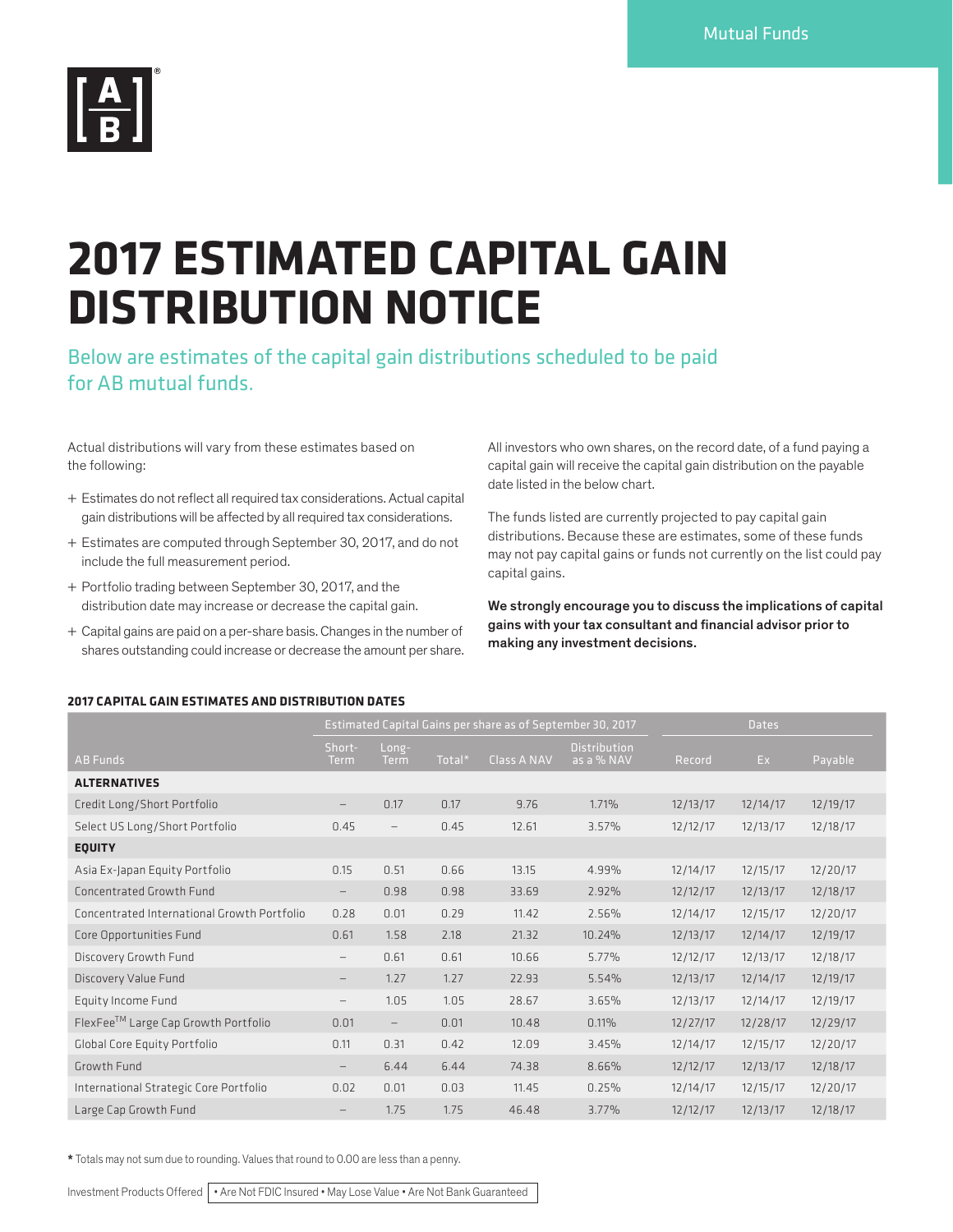Mutual Funds

# 2017 ESTIMATED CAPITAL GAIN DISTRIBUTION NOTICE

Below are estimates of the capital gain distributions scheduled to be paid for AB mutual funds.

Actual distributions will vary from these estimates based on the following:

+ Estimates do not reflect all required tax considerations. Actual capital gain distributions will be affected by all required tax considerations.
+ Estimates are computed through September 30, 2017, and do not include the full measurement period.
+ Portfolio trading between September 30, 2017, and the distribution date may increase or decrease the capital gain.
+ Capital gains are paid on a per-share basis. Changes in the number of shares outstanding could increase or decrease the amount per share.

All investors who own shares, on the record date, of a fund paying a capital gain will receive the capital gain distribution on the payable date listed in the below chart.

The funds listed are currently projected to pay capital gain distributions. Because these are estimates, some of these funds may not pay capital gains or funds not currently on the list could pay capital gains.

**We strongly encourage you to discuss the implications of capital gains with your tax consultant and financial advisor prior to making any investment decisions.**

### 2017 CAPITAL GAIN ESTIMATES AND DISTRIBUTION DATES

| | Estimated Capital Gains per share as of September 30, 2017 | | | | | Dates | | |
|---|---|---|---|---|---|---|---|---|
| AB Funds | Short-Term | Long-Term | Total* | Class A NAV | Distribution as a % NAV | Record | Ex | Payable |
| **ALTERNATIVES** | | | | | | | | |
| Credit Long/Short Portfolio | – | 0.17 | 0.17 | 9.76 | 1.71% | 12/13/17 | 12/14/17 | 12/19/17 |
| Select US Long/Short Portfolio | 0.45 | – | 0.45 | 12.61 | 3.57% | 12/12/17 | 12/13/17 | 12/18/17 |
| **EQUITY** | | | | | | | | |
| Asia Ex-Japan Equity Portfolio | 0.15 | 0.51 | 0.66 | 13.15 | 4.99% | 12/14/17 | 12/15/17 | 12/20/17 |
| Concentrated Growth Fund | – | 0.98 | 0.98 | 33.69 | 2.92% | 12/12/17 | 12/13/17 | 12/18/17 |
| Concentrated International Growth Portfolio | 0.28 | 0.01 | 0.29 | 11.42 | 2.56% | 12/14/17 | 12/15/17 | 12/20/17 |
| Core Opportunities Fund | 0.61 | 1.58 | 2.18 | 21.32 | 10.24% | 12/13/17 | 12/14/17 | 12/19/17 |
| Discovery Growth Fund | – | 0.61 | 0.61 | 10.66 | 5.77% | 12/12/17 | 12/13/17 | 12/18/17 |
| Discovery Value Fund | – | 1.27 | 1.27 | 22.93 | 5.54% | 12/13/17 | 12/14/17 | 12/19/17 |
| Equity Income Fund | – | 1.05 | 1.05 | 28.67 | 3.65% | 12/13/17 | 12/14/17 | 12/19/17 |
| FlexFee™ Large Cap Growth Portfolio | 0.01 | – | 0.01 | 10.48 | 0.11% | 12/27/17 | 12/28/17 | 12/29/17 |
| Global Core Equity Portfolio | 0.11 | 0.31 | 0.42 | 12.09 | 3.45% | 12/14/17 | 12/15/17 | 12/20/17 |
| Growth Fund | – | 6.44 | 6.44 | 74.38 | 8.66% | 12/12/17 | 12/13/17 | 12/18/17 |
| International Strategic Core Portfolio | 0.02 | 0.01 | 0.03 | 11.45 | 0.25% | 12/14/17 | 12/15/17 | 12/20/17 |
| Large Cap Growth Fund | – | 1.75 | 1.75 | 46.48 | 3.77% | 12/12/17 | 12/13/17 | 12/18/17 |

**\*** Totals may not sum due to rounding. Values that round to 0.00 are less than a penny.

Investment Products Offered • Are Not FDIC Insured • May Lose Value • Are Not Bank Guaranteed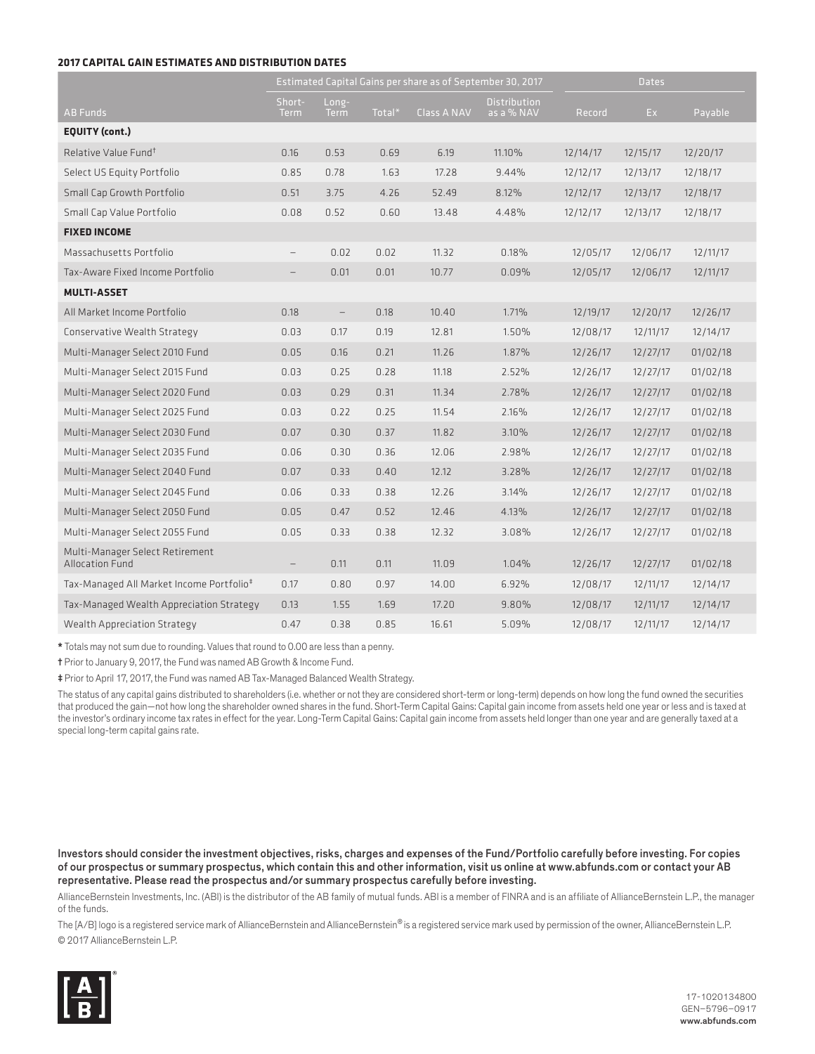**2017 CAPITAL GAIN ESTIMATES AND DISTRIBUTION DATES**

| AB Funds | Estimated Capital Gains per share as of September 30, 2017 | | | | | Dates | | |
|---|---|---|---|---|---|---|---|---|
| | Short-Term | Long-Term | Total* | Class A NAV | Distribution as a % NAV | Record | Ex | Payable |
| **EQUITY (cont.)** | | | | | | | | |
| Relative Value Fund† | 0.16 | 0.53 | 0.69 | 6.19 | 11.10% | 12/14/17 | 12/15/17 | 12/20/17 |
| Select US Equity Portfolio | 0.85 | 0.78 | 1.63 | 17.28 | 9.44% | 12/12/17 | 12/13/17 | 12/18/17 |
| Small Cap Growth Portfolio | 0.51 | 3.75 | 4.26 | 52.49 | 8.12% | 12/12/17 | 12/13/17 | 12/18/17 |
| Small Cap Value Portfolio | 0.08 | 0.52 | 0.60 | 13.48 | 4.48% | 12/12/17 | 12/13/17 | 12/18/17 |
| **FIXED INCOME** | | | | | | | | |
| Massachusetts Portfolio | – | 0.02 | 0.02 | 11.32 | 0.18% | 12/05/17 | 12/06/17 | 12/11/17 |
| Tax-Aware Fixed Income Portfolio | – | 0.01 | 0.01 | 10.77 | 0.09% | 12/05/17 | 12/06/17 | 12/11/17 |
| **MULTI-ASSET** | | | | | | | | |
| All Market Income Portfolio | 0.18 | – | 0.18 | 10.40 | 1.71% | 12/19/17 | 12/20/17 | 12/26/17 |
| Conservative Wealth Strategy | 0.03 | 0.17 | 0.19 | 12.81 | 1.50% | 12/08/17 | 12/11/17 | 12/14/17 |
| Multi-Manager Select 2010 Fund | 0.05 | 0.16 | 0.21 | 11.26 | 1.87% | 12/26/17 | 12/27/17 | 01/02/18 |
| Multi-Manager Select 2015 Fund | 0.03 | 0.25 | 0.28 | 11.18 | 2.52% | 12/26/17 | 12/27/17 | 01/02/18 |
| Multi-Manager Select 2020 Fund | 0.03 | 0.29 | 0.31 | 11.34 | 2.78% | 12/26/17 | 12/27/17 | 01/02/18 |
| Multi-Manager Select 2025 Fund | 0.03 | 0.22 | 0.25 | 11.54 | 2.16% | 12/26/17 | 12/27/17 | 01/02/18 |
| Multi-Manager Select 2030 Fund | 0.07 | 0.30 | 0.37 | 11.82 | 3.10% | 12/26/17 | 12/27/17 | 01/02/18 |
| Multi-Manager Select 2035 Fund | 0.06 | 0.30 | 0.36 | 12.06 | 2.98% | 12/26/17 | 12/27/17 | 01/02/18 |
| Multi-Manager Select 2040 Fund | 0.07 | 0.33 | 0.40 | 12.12 | 3.28% | 12/26/17 | 12/27/17 | 01/02/18 |
| Multi-Manager Select 2045 Fund | 0.06 | 0.33 | 0.38 | 12.26 | 3.14% | 12/26/17 | 12/27/17 | 01/02/18 |
| Multi-Manager Select 2050 Fund | 0.05 | 0.47 | 0.52 | 12.46 | 4.13% | 12/26/17 | 12/27/17 | 01/02/18 |
| Multi-Manager Select 2055 Fund | 0.05 | 0.33 | 0.38 | 12.32 | 3.08% | 12/26/17 | 12/27/17 | 01/02/18 |
| Multi-Manager Select Retirement Allocation Fund | – | 0.11 | 0.11 | 11.09 | 1.04% | 12/26/17 | 12/27/17 | 01/02/18 |
| Tax-Managed All Market Income Portfolio‡ | 0.17 | 0.80 | 0.97 | 14.00 | 6.92% | 12/08/17 | 12/11/17 | 12/14/17 |
| Tax-Managed Wealth Appreciation Strategy | 0.13 | 1.55 | 1.69 | 17.20 | 9.80% | 12/08/17 | 12/11/17 | 12/14/17 |
| Wealth Appreciation Strategy | 0.47 | 0.38 | 0.85 | 16.61 | 5.09% | 12/08/17 | 12/11/17 | 12/14/17 |

* Totals may not sum due to rounding. Values that round to 0.00 are less than a penny.

† Prior to January 9, 2017, the Fund was named AB Growth & Income Fund.

‡ Prior to April 17, 2017, the Fund was named AB Tax-Managed Balanced Wealth Strategy.

The status of any capital gains distributed to shareholders (i.e. whether or not they are considered short-term or long-term) depends on how long the fund owned the securities that produced the gain—not how long the shareholder owned shares in the fund. Short-Term Capital Gains: Capital gain income from assets held one year or less and is taxed at the investor's ordinary income tax rates in effect for the year. Long-Term Capital Gains: Capital gain income from assets held longer than one year and are generally taxed at a special long-term capital gains rate.

**Investors should consider the investment objectives, risks, charges and expenses of the Fund/Portfolio carefully before investing. For copies of our prospectus or summary prospectus, which contain this and other information, visit us online at www.abfunds.com or contact your AB representative. Please read the prospectus and/or summary prospectus carefully before investing.**

AllianceBernstein Investments, Inc. (ABI) is the distributor of the AB family of mutual funds. ABI is a member of FINRA and is an affiliate of AllianceBernstein L.P., the manager of the funds.

The [A/B] logo is a registered service mark of AllianceBernstein and AllianceBernstein® is a registered service mark used by permission of the owner, AllianceBernstein L.P.

© 2017 AllianceBernstein L.P.

17-1020134800
GEN–5796–0917
www.abfunds.com